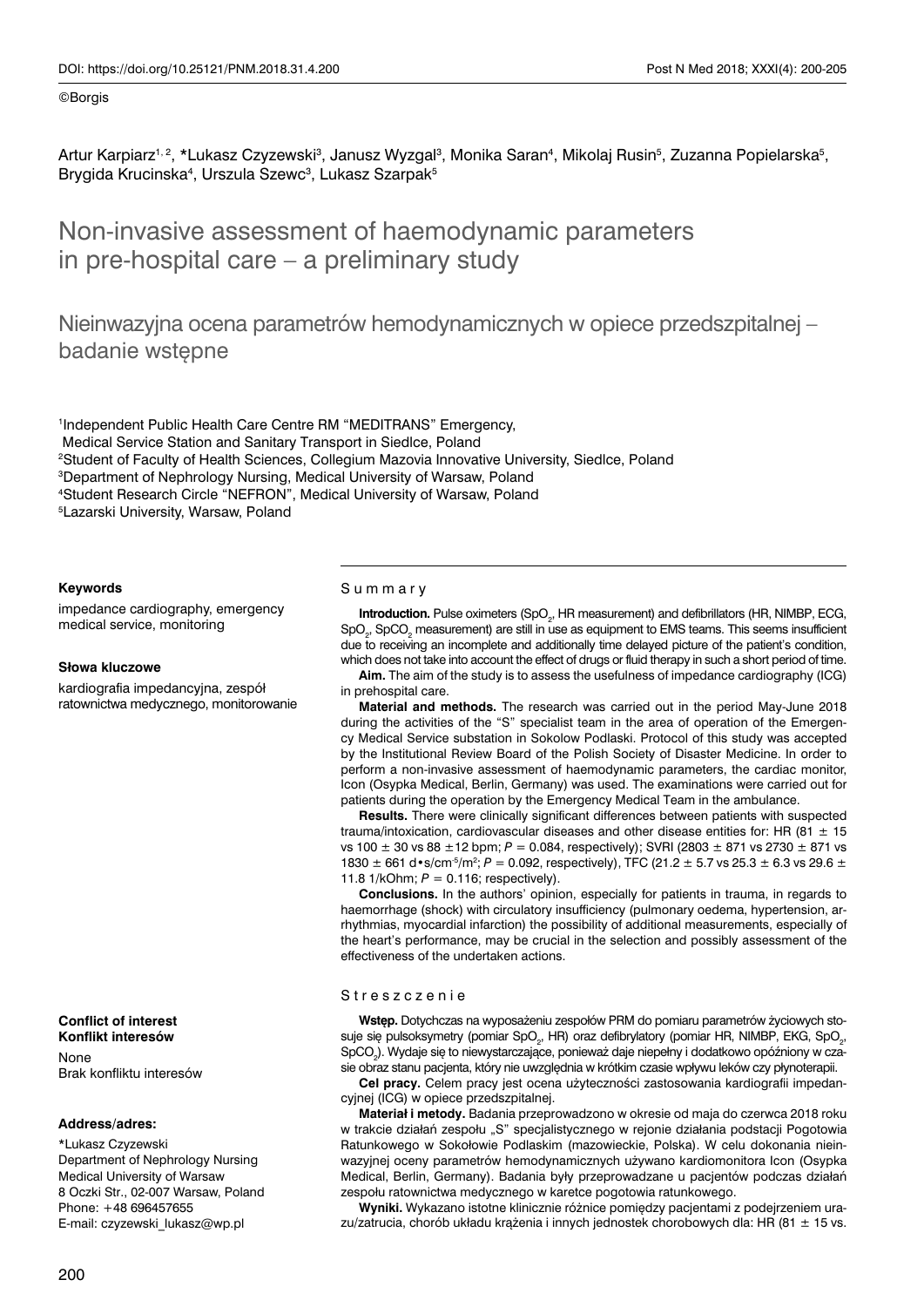©Borgis

Artur Karpiarz[1, 2], *Lukasz Czyzewski[3], Janusz Wyzgal[3], Monika Saran[4], Mikolaj Rusin[5], Zuzanna Popielarska[5], Brygida Krucinska[4], Urszula Szewc[3], Lukasz Szarpak[5]

# Non-invasive assessment of haemodynamic parameters in pre-hospital care – a preliminary study

## Nieinwazyjna ocena parametrów hemodynamicznych w opiece przedszpitalnej – badanie wstępne

[1]Independent Public Health Care Centre RM "MEDITRANS" Emergency, Medical Service Station and Sanitary Transport in Siedlce, Poland
[2]Student of Faculty of Health Sciences, Collegium Mazovia Innovative University, Siedlce, Poland
[3]Department of Nephrology Nursing, Medical University of Warsaw, Poland
[4]Student Research Circle "NEFRON", Medical University of Warsaw, Poland
[5]Lazarski University, Warsaw, Poland

**Keywords**

impedance cardiography, emergency medical service, monitoring

**Słowa kluczowe**

kardiografia impedancyjna, zespół ratownictwa medycznego, monitorowanie

**Conflict of interest**
**Konflikt interesów**

None
Brak konfliktu interesów

**Address/adres:**

*Lukasz Czyzewski
Department of Nephrology Nursing
Medical University of Warsaw
8 Oczki Str., 02-007 Warsaw, Poland
Phone: +48 696457655
E-mail: czyzewski_lukasz@wp.pl

### Summary

**Introduction.** Pulse oximeters ($SpO_2$, HR measurement) and defibrillators (HR, NIMBP, ECG, $SpO_2$, $SpCO_2$ measurement) are still in use as equipment to EMS teams. This seems insufficient due to receiving an incomplete and additionally time delayed picture of the patient's condition, which does not take into account the effect of drugs or fluid therapy in such a short period of time.

**Aim.** The aim of the study is to assess the usefulness of impedance cardiography (ICG) in prehospital care.

**Material and methods.** The research was carried out in the period May-June 2018 during the activities of the "S" specialist team in the area of operation of the Emergency Medical Service substation in Sokolow Podlaski. Protocol of this study was accepted by the Institutional Review Board of the Polish Society of Disaster Medicine. In order to perform a non-invasive assessment of haemodynamic parameters, the cardiac monitor, Icon (Osypka Medical, Berlin, Germany) was used. The examinations were carried out for patients during the operation by the Emergency Medical Team in the ambulance.

**Results.** There were clinically significant differences between patients with suspected trauma/intoxication, cardiovascular diseases and other disease entities for: HR (81 ± 15 vs 100 ± 30 vs 88 ±12 bpm; $P = 0.084$, respectively); SVRI (2803 ± 871 vs 2730 ± 871 vs 1830 ± 661 d•s/cm$^{-5}$/m$^2$; $P = 0.092$, respectively), TFC (21.2 ± 5.7 vs 25.3 ± 6.3 vs 29.6 ± 11.8 1/kOhm; $P = 0.116$; respectively).

**Conclusions.** In the authors' opinion, especially for patients in trauma, in regards to haemorrhage (shock) with circulatory insufficiency (pulmonary oedema, hypertension, arrhythmias, myocardial infarction) the possibility of additional measurements, especially of the heart's performance, may be crucial in the selection and possibly assessment of the effectiveness of the undertaken actions.

### Streszczenie

**Wstęp.** Dotychczas na wyposażeniu zespołów PRM do pomiaru parametrów życiowych stosuje się pulsoksymetry (pomiar $SpO_2$, HR) oraz defibrylatory (pomiar HR, NIMBP, EKG, $SpO_2$, $SpCO_2$). Wydaje się to niewystarczające, ponieważ daje niepełny i dodatkowo opóźniony w czasie obraz stanu pacjenta, który nie uwzględnia w krótkim czasie wpływu leków czy płynoterapii.

**Cel pracy.** Celem pracy jest ocena użyteczności zastosowania kardiografii impedancyjnej (ICG) w opiece przedszpitalnej.

**Materiał i metody.** Badania przeprowadzono w okresie od maja do czerwca 2018 roku w trakcie działań zespołu „S" specjalistycznego w rejonie działania podstacji Pogotowia Ratunkowego w Sokołowie Podlaskim (mazowieckie, Polska). W celu dokonania nieinwazyjnej oceny parametrów hemodynamicznych używano kardiomonitora Icon (Osypka Medical, Berlin, Germany). Badania były przeprowadzane u pacjentów podczas działań zespołu ratownictwa medycznego w karetce pogotowia ratunkowego.

**Wyniki.** Wykazano istotne klinicznie różnice pomiędzy pacjentami z podejrzeniem urazu/zatrucia, chorób układu krążenia i innych jednostek chorobowych dla: HR (81 ± 15 vs.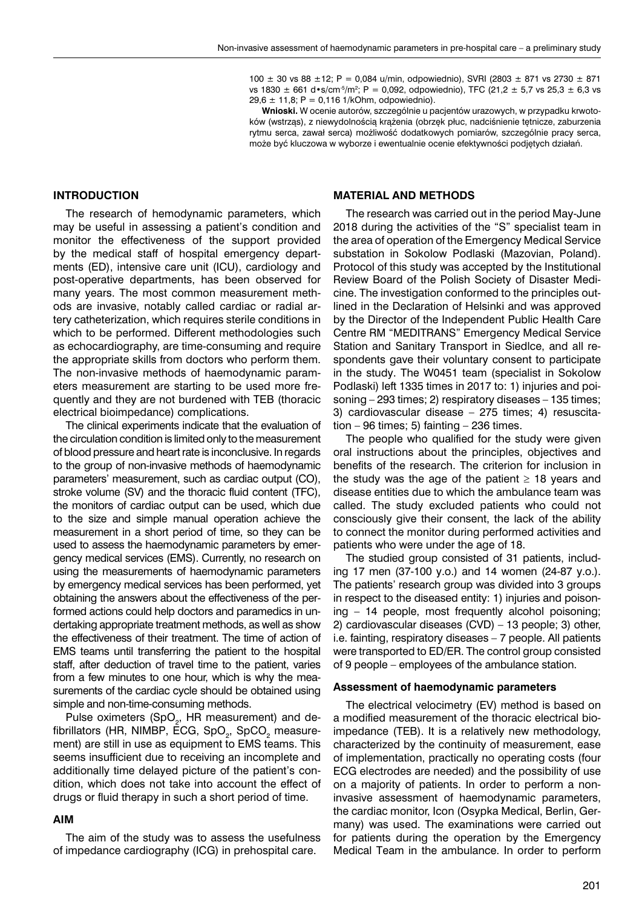100 ± 30 vs 88 ±12; P = 0,084 u/min, odpowiednio), SVRI (2803 ± 871 vs 2730 ± 871 vs 1830 ± 661 d•s/cm$^{-5}$/m$^2$; P = 0,092, odpowiednio), TFC (21,2 ± 5,7 vs 25,3 ± 6,3 vs 29,6 ± 11,8; P = 0,116 1/kOhm, odpowiednio).

**Wnioski.** W ocenie autorów, szczególnie u pacjentów urazowych, w przypadku krwotoków (wstrząs), z niewydolnością krążenia (obrzęk płuc, nadciśnienie tętnicze, zaburzenia rytmu serca, zawał serca) możliwość dodatkowych pomiarów, szczególnie pracy serca, może być kluczowa w wyborze i ewentualnie ocenie efektywności podjętych działań.

## INTRODUCTION

The research of hemodynamic parameters, which may be useful in assessing a patient's condition and monitor the effectiveness of the support provided by the medical staff of hospital emergency departments (ED), intensive care unit (ICU), cardiology and post-operative departments, has been observed for many years. The most common measurement methods are invasive, notably called cardiac or radial artery catheterization, which requires sterile conditions in which to be performed. Different methodologies such as echocardiography, are time-consuming and require the appropriate skills from doctors who perform them. The non-invasive methods of haemodynamic parameters measurement are starting to be used more frequently and they are not burdened with TEB (thoracic electrical bioimpedance) complications.

The clinical experiments indicate that the evaluation of the circulation condition is limited only to the measurement of blood pressure and heart rate is inconclusive. In regards to the group of non-invasive methods of haemodynamic parameters' measurement, such as cardiac output (CO), stroke volume (SV) and the thoracic fluid content (TFC), the monitors of cardiac output can be used, which due to the size and simple manual operation achieve the measurement in a short period of time, so they can be used to assess the haemodynamic parameters by emergency medical services (EMS). Currently, no research on using the measurements of haemodynamic parameters by emergency medical services has been performed, yet obtaining the answers about the effectiveness of the performed actions could help doctors and paramedics in undertaking appropriate treatment methods, as well as show the effectiveness of their treatment. The time of action of EMS teams until transferring the patient to the hospital staff, after deduction of travel time to the patient, varies from a few minutes to one hour, which is why the measurements of the cardiac cycle should be obtained using simple and non-time-consuming methods.

Pulse oximeters ($SpO_2$, HR measurement) and defibrillators (HR, NIMBP, ECG, $SpO_2$, $SpCO_2$ measurement) are still in use as equipment to EMS teams. This seems insufficient due to receiving an incomplete and additionally time delayed picture of the patient's condition, which does not take into account the effect of drugs or fluid therapy in such a short period of time.

## AIM

The aim of the study was to assess the usefulness of impedance cardiography (ICG) in prehospital care.

## MATERIAL AND METHODS

The research was carried out in the period May-June 2018 during the activities of the "S" specialist team in the area of operation of the Emergency Medical Service substation in Sokolow Podlaski (Mazovian, Poland). Protocol of this study was accepted by the Institutional Review Board of the Polish Society of Disaster Medicine. The investigation conformed to the principles outlined in the Declaration of Helsinki and was approved by the Director of the Independent Public Health Care Centre RM "MEDITRANS" Emergency Medical Service Station and Sanitary Transport in Siedlce, and all respondents gave their voluntary consent to participate in the study. The W0451 team (specialist in Sokolow Podlaski) left 1335 times in 2017 to: 1) injuries and poisoning – 293 times; 2) respiratory diseases – 135 times; 3) cardiovascular disease – 275 times; 4) resuscitation – 96 times; 5) fainting – 236 times.

The people who qualified for the study were given oral instructions about the principles, objectives and benefits of the research. The criterion for inclusion in the study was the age of the patient ≥ 18 years and disease entities due to which the ambulance team was called. The study excluded patients who could not consciously give their consent, the lack of the ability to connect the monitor during performed activities and patients who were under the age of 18.

The studied group consisted of 31 patients, including 17 men (37-100 y.o.) and 14 women (24-87 y.o.). The patients' research group was divided into 3 groups in respect to the diseased entity: 1) injuries and poisoning – 14 people, most frequently alcohol poisoning; 2) cardiovascular diseases (CVD) – 13 people; 3) other, i.e. fainting, respiratory diseases – 7 people. All patients were transported to ED/ER. The control group consisted of 9 people – employees of the ambulance station.

### Assessment of haemodynamic parameters

The electrical velocimetry (EV) method is based on a modified measurement of the thoracic electrical bioimpedance (TEB). It is a relatively new methodology, characterized by the continuity of measurement, ease of implementation, practically no operating costs (four ECG electrodes are needed) and the possibility of use on a majority of patients. In order to perform a noninvasive assessment of haemodynamic parameters, the cardiac monitor, Icon (Osypka Medical, Berlin, Germany) was used. The examinations were carried out for patients during the operation by the Emergency Medical Team in the ambulance. In order to perform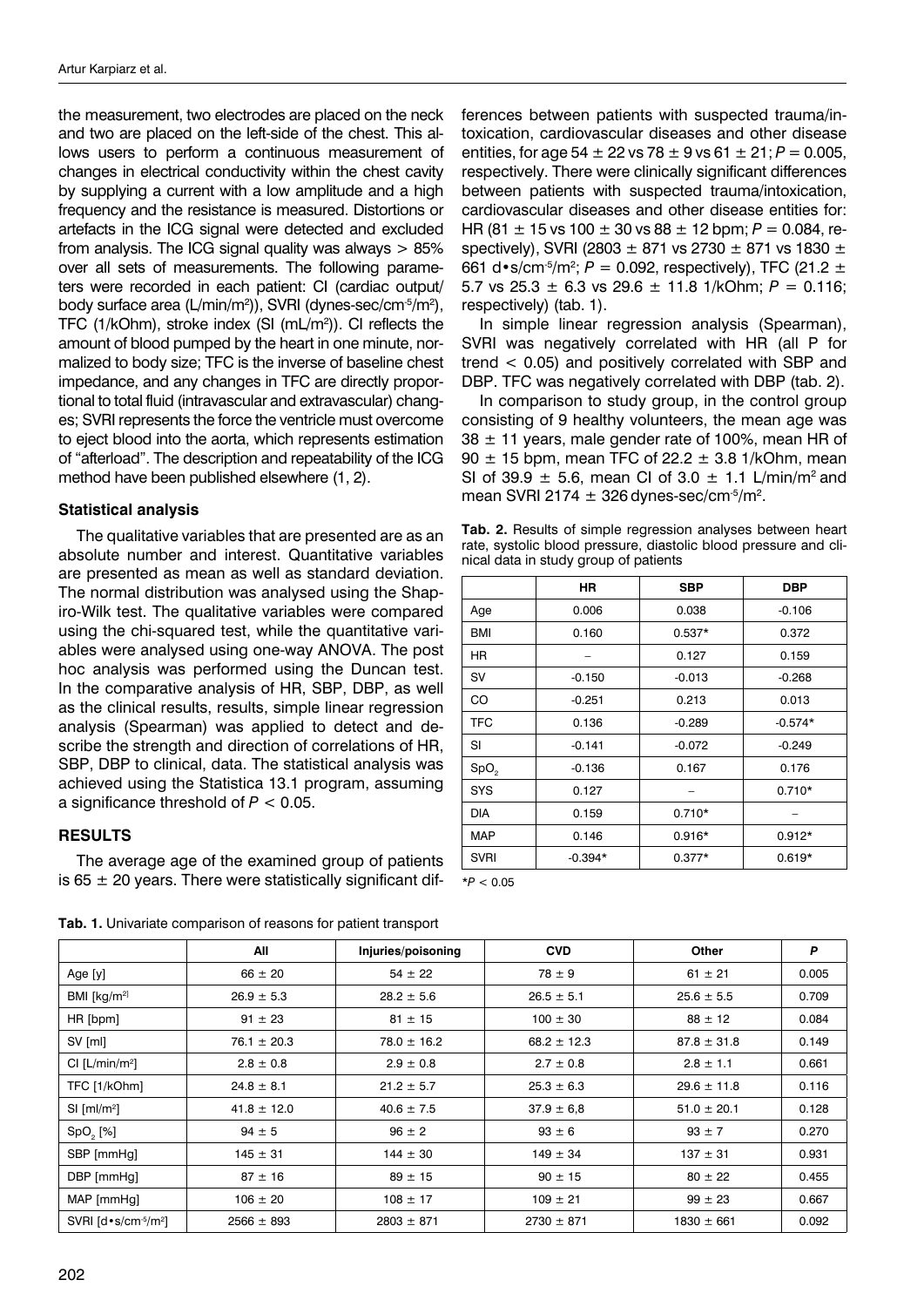the measurement, two electrodes are placed on the neck and two are placed on the left-side of the chest. This allows users to perform a continuous measurement of changes in electrical conductivity within the chest cavity by supplying a current with a low amplitude and a high frequency and the resistance is measured. Distortions or artefacts in the ICG signal were detected and excluded from analysis. The ICG signal quality was always > 85% over all sets of measurements. The following parameters were recorded in each patient: CI (cardiac output/body surface area (L/min/m$^2$)), SVRI (dynes-sec/cm$^{-5}$/m$^2$), TFC (1/kOhm), stroke index (SI (mL/m$^2$)). CI reflects the amount of blood pumped by the heart in one minute, normalized to body size; TFC is the inverse of baseline chest impedance, and any changes in TFC are directly proportional to total fluid (intravascular and extravascular) changes; SVRI represents the force the ventricle must overcome to eject blood into the aorta, which represents estimation of "afterload". The description and repeatability of the ICG method have been published elsewhere (1, 2).

### Statistical analysis

The qualitative variables that are presented are as an absolute number and interest. Quantitative variables are presented as mean as well as standard deviation. The normal distribution was analysed using the Shapiro-Wilk test. The qualitative variables were compared using the chi-squared test, while the quantitative variables were analysed using one-way ANOVA. The post hoc analysis was performed using the Duncan test. In the comparative analysis of HR, SBP, DBP, as well as the clinical results, results, simple linear regression analysis (Spearman) was applied to detect and describe the strength and direction of correlations of HR, SBP, DBP to clinical, data. The statistical analysis was achieved using the Statistica 13.1 program, assuming a significance threshold of $P < 0.05$.

## RESULTS

The average age of the examined group of patients is 65 ± 20 years. There were statistically significant differences between patients with suspected trauma/intoxication, cardiovascular diseases and other disease entities, for age 54 ± 22 vs 78 ± 9 vs 61 ± 21; $P = 0.005$, respectively. There were clinically significant differences between patients with suspected trauma/intoxication, cardiovascular diseases and other disease entities for: HR (81 ± 15 vs 100 ± 30 vs 88 ± 12 bpm; $P = 0.084$, respectively), SVRI (2803 ± 871 vs 2730 ± 871 vs 1830 ± 661 d•s/cm$^{-5}$/m$^2$; $P = 0.092$, respectively), TFC (21.2 ± 5.7 vs 25.3 ± 6.3 vs 29.6 ± 11.8 1/kOhm; $P = 0.116$; respectively) (tab. 1).

In simple linear regression analysis (Spearman), SVRI was negatively correlated with HR (all P for trend < 0.05) and positively correlated with SBP and DBP. TFC was negatively correlated with DBP (tab. 2).

In comparison to study group, in the control group consisting of 9 healthy volunteers, the mean age was 38 ± 11 years, male gender rate of 100%, mean HR of 90 ± 15 bpm, mean TFC of 22.2 ± 3.8 1/kOhm, mean SI of 39.9 ± 5.6, mean CI of 3.0 ± 1.1 L/min/m$^2$ and mean SVRI 2174 ± 326 dynes-sec/cm$^{-5}$/m$^2$.

**Tab. 2.** Results of simple regression analyses between heart rate, systolic blood pressure, diastolic blood pressure and clinical data in study group of patients

| | HR | SBP | DBP |
|---|---|---|---|
| Age | 0.006 | 0.038 | -0.106 |
| BMI | 0.160 | 0.537* | 0.372 |
| HR | – | 0.127 | 0.159 |
| SV | -0.150 | -0.013 | -0.268 |
| CO | -0.251 | 0.213 | 0.013 |
| TFC | 0.136 | -0.289 | -0.574* |
| SI | -0.141 | -0.072 | -0.249 |
| $SpO_2$ | -0.136 | 0.167 | 0.176 |
| SYS | 0.127 | – | 0.710* |
| DIA | 0.159 | 0.710* | – |
| MAP | 0.146 | 0.916* | 0.912* |
| SVRI | -0.394* | 0.377* | 0.619* |

*$P < 0.05$

**Tab. 1.** Univariate comparison of reasons for patient transport

| | All | Injuries/poisoning | CVD | Other | P |
|---|---|---|---|---|---|
| Age [y] | 66 ± 20 | 54 ± 22 | 78 ± 9 | 61 ± 21 | 0.005 |
| BMI [kg/m$^2$] | 26.9 ± 5.3 | 28.2 ± 5.6 | 26.5 ± 5.1 | 25.6 ± 5.5 | 0.709 |
| HR [bpm] | 91 ± 23 | 81 ± 15 | 100 ± 30 | 88 ± 12 | 0.084 |
| SV [ml] | 76.1 ± 20.3 | 78.0 ± 16.2 | 68.2 ± 12.3 | 87.8 ± 31.8 | 0.149 |
| CI [L/min/m$^2$] | 2.8 ± 0.8 | 2.9 ± 0.8 | 2.7 ± 0.8 | 2.8 ± 1.1 | 0.661 |
| TFC [1/kOhm] | 24.8 ± 8.1 | 21.2 ± 5.7 | 25.3 ± 6.3 | 29.6 ± 11.8 | 0.116 |
| SI [ml/m$^2$] | 41.8 ± 12.0 | 40.6 ± 7.5 | 37.9 ± 6,8 | 51.0 ± 20.1 | 0.128 |
| $SpO_2$ [%] | 94 ± 5 | 96 ± 2 | 93 ± 6 | 93 ± 7 | 0.270 |
| SBP [mmHg] | 145 ± 31 | 144 ± 30 | 149 ± 34 | 137 ± 31 | 0.931 |
| DBP [mmHg] | 87 ± 16 | 89 ± 15 | 90 ± 15 | 80 ± 22 | 0.455 |
| MAP [mmHg] | 106 ± 20 | 108 ± 17 | 109 ± 21 | 99 ± 23 | 0.667 |
| SVRI [d•s/cm$^{-5}$/m$^2$] | 2566 ± 893 | 2803 ± 871 | 2730 ± 871 | 1830 ± 661 | 0.092 |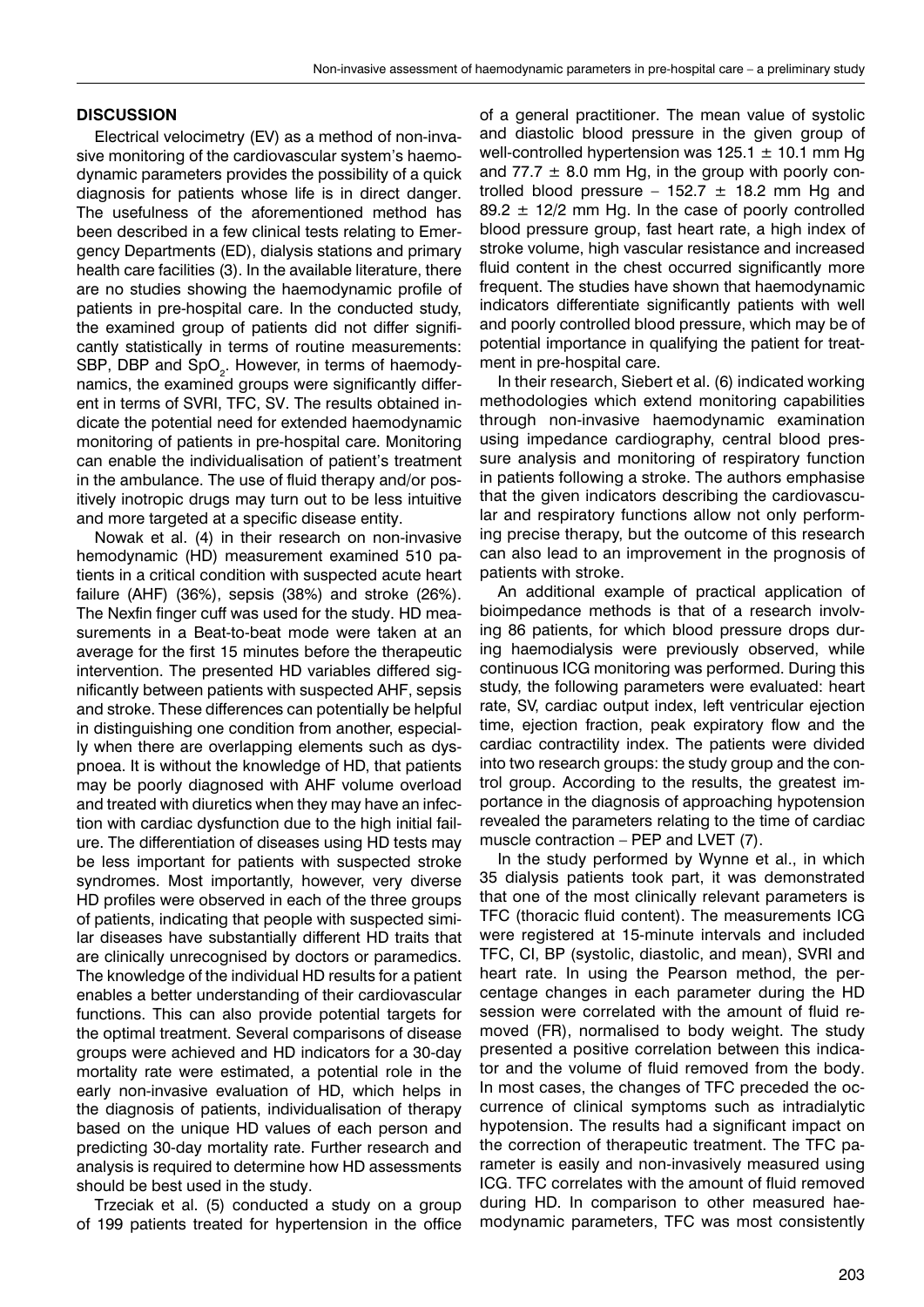## DISCUSSION

Electrical velocimetry (EV) as a method of non-invasive monitoring of the cardiovascular system's haemodynamic parameters provides the possibility of a quick diagnosis for patients whose life is in direct danger. The usefulness of the aforementioned method has been described in a few clinical tests relating to Emergency Departments (ED), dialysis stations and primary health care facilities (3). In the available literature, there are no studies showing the haemodynamic profile of patients in pre-hospital care. In the conducted study, the examined group of patients did not differ significantly statistically in terms of routine measurements: SBP, DBP and $SpO_2$. However, in terms of haemodynamics, the examined groups were significantly different in terms of SVRI, TFC, SV. The results obtained indicate the potential need for extended haemodynamic monitoring of patients in pre-hospital care. Monitoring can enable the individualisation of patient's treatment in the ambulance. The use of fluid therapy and/or positively inotropic drugs may turn out to be less intuitive and more targeted at a specific disease entity.

Nowak et al. (4) in their research on non-invasive hemodynamic (HD) measurement examined 510 patients in a critical condition with suspected acute heart failure (AHF) (36%), sepsis (38%) and stroke (26%). The Nexfin finger cuff was used for the study. HD measurements in a Beat-to-beat mode were taken at an average for the first 15 minutes before the therapeutic intervention. The presented HD variables differed significantly between patients with suspected AHF, sepsis and stroke. These differences can potentially be helpful in distinguishing one condition from another, especially when there are overlapping elements such as dyspnoea. It is without the knowledge of HD, that patients may be poorly diagnosed with AHF volume overload and treated with diuretics when they may have an infection with cardiac dysfunction due to the high initial failure. The differentiation of diseases using HD tests may be less important for patients with suspected stroke syndromes. Most importantly, however, very diverse HD profiles were observed in each of the three groups of patients, indicating that people with suspected similar diseases have substantially different HD traits that are clinically unrecognised by doctors or paramedics. The knowledge of the individual HD results for a patient enables a better understanding of their cardiovascular functions. This can also provide potential targets for the optimal treatment. Several comparisons of disease groups were achieved and HD indicators for a 30-day mortality rate were estimated, a potential role in the early non-invasive evaluation of HD, which helps in the diagnosis of patients, individualisation of therapy based on the unique HD values of each person and predicting 30-day mortality rate. Further research and analysis is required to determine how HD assessments should be best used in the study.

Trzeciak et al. (5) conducted a study on a group of 199 patients treated for hypertension in the office of a general practitioner. The mean value of systolic and diastolic blood pressure in the given group of well-controlled hypertension was $125.1 \pm 10.1$ mm Hg and $77.7 \pm 8.0$ mm Hg, in the group with poorly controlled blood pressure – $152.7 \pm 18.2$ mm Hg and $89.2 \pm 12/2$ mm Hg. In the case of poorly controlled blood pressure group, fast heart rate, a high index of stroke volume, high vascular resistance and increased fluid content in the chest occurred significantly more frequent. The studies have shown that haemodynamic indicators differentiate significantly patients with well and poorly controlled blood pressure, which may be of potential importance in qualifying the patient for treatment in pre-hospital care.

In their research, Siebert et al. (6) indicated working methodologies which extend monitoring capabilities through non-invasive haemodynamic examination using impedance cardiography, central blood pressure analysis and monitoring of respiratory function in patients following a stroke. The authors emphasise that the given indicators describing the cardiovascular and respiratory functions allow not only performing precise therapy, but the outcome of this research can also lead to an improvement in the prognosis of patients with stroke.

An additional example of practical application of bioimpedance methods is that of a research involving 86 patients, for which blood pressure drops during haemodialysis were previously observed, while continuous ICG monitoring was performed. During this study, the following parameters were evaluated: heart rate, SV, cardiac output index, left ventricular ejection time, ejection fraction, peak expiratory flow and the cardiac contractility index. The patients were divided into two research groups: the study group and the control group. According to the results, the greatest importance in the diagnosis of approaching hypotension revealed the parameters relating to the time of cardiac muscle contraction – PEP and LVET (7).

In the study performed by Wynne et al., in which 35 dialysis patients took part, it was demonstrated that one of the most clinically relevant parameters is TFC (thoracic fluid content). The measurements ICG were registered at 15-minute intervals and included TFC, CI, BP (systolic, diastolic, and mean), SVRI and heart rate. In using the Pearson method, the percentage changes in each parameter during the HD session were correlated with the amount of fluid removed (FR), normalised to body weight. The study presented a positive correlation between this indicator and the volume of fluid removed from the body. In most cases, the changes of TFC preceded the occurrence of clinical symptoms such as intradialytic hypotension. The results had a significant impact on the correction of therapeutic treatment. The TFC parameter is easily and non-invasively measured using ICG. TFC correlates with the amount of fluid removed during HD. In comparison to other measured haemodynamic parameters, TFC was most consistently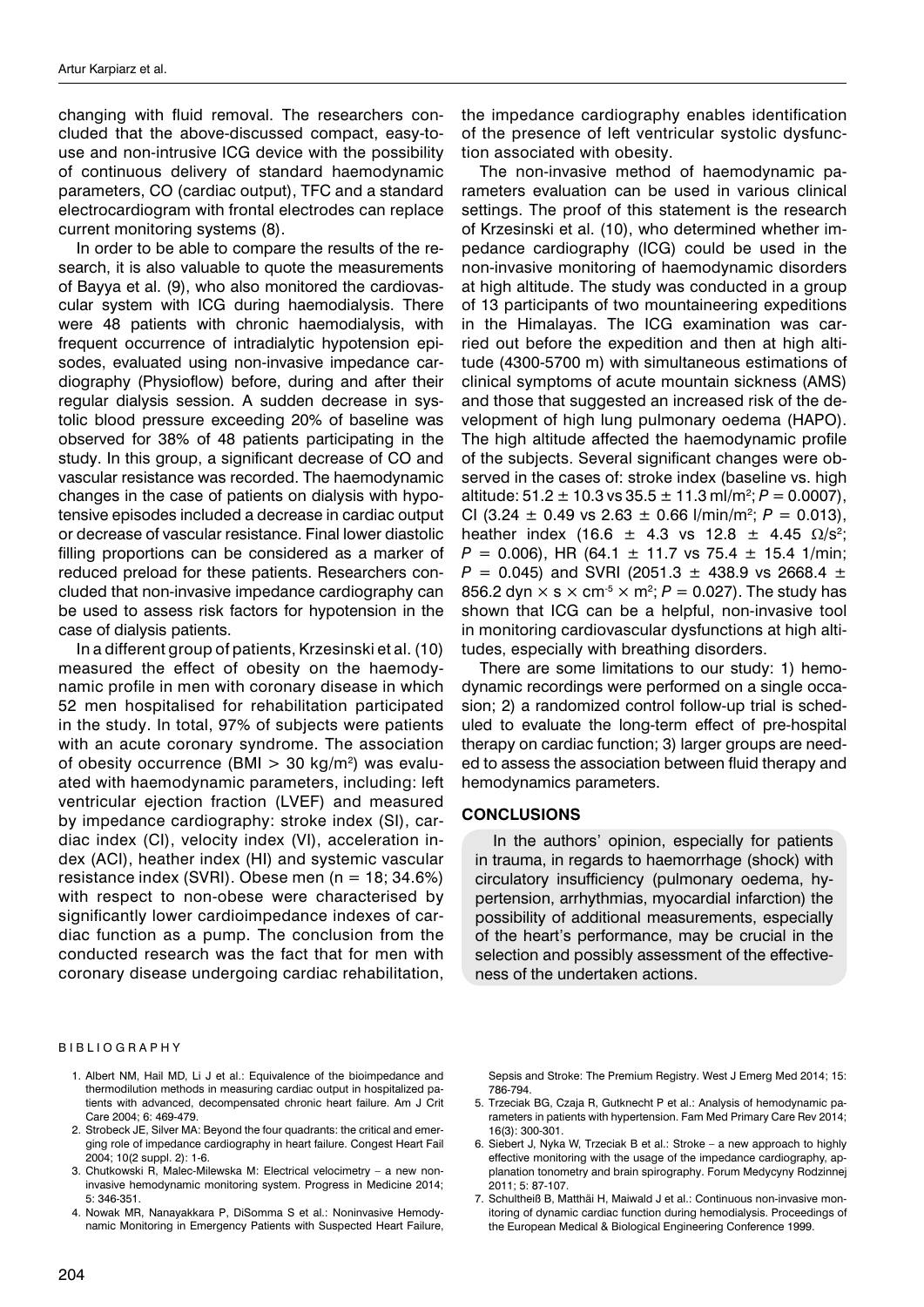changing with fluid removal. The researchers concluded that the above-discussed compact, easy-to-use and non-intrusive ICG device with the possibility of continuous delivery of standard haemodynamic parameters, CO (cardiac output), TFC and a standard electrocardiogram with frontal electrodes can replace current monitoring systems (8).

In order to be able to compare the results of the research, it is also valuable to quote the measurements of Bayya et al. (9), who also monitored the cardiovascular system with ICG during haemodialysis. There were 48 patients with chronic haemodialysis, with frequent occurrence of intradialytic hypotension episodes, evaluated using non-invasive impedance cardiography (Physioflow) before, during and after their regular dialysis session. A sudden decrease in systolic blood pressure exceeding 20% of baseline was observed for 38% of 48 patients participating in the study. In this group, a significant decrease of CO and vascular resistance was recorded. The haemodynamic changes in the case of patients on dialysis with hypotensive episodes included a decrease in cardiac output or decrease of vascular resistance. Final lower diastolic filling proportions can be considered as a marker of reduced preload for these patients. Researchers concluded that non-invasive impedance cardiography can be used to assess risk factors for hypotension in the case of dialysis patients.

In a different group of patients, Krzesinski et al. (10) measured the effect of obesity on the haemodynamic profile in men with coronary disease in which 52 men hospitalised for rehabilitation participated in the study. In total, 97% of subjects were patients with an acute coronary syndrome. The association of obesity occurrence (BMI > 30 kg/m$^2$) was evaluated with haemodynamic parameters, including: left ventricular ejection fraction (LVEF) and measured by impedance cardiography: stroke index (SI), cardiac index (CI), velocity index (VI), acceleration index (ACI), heather index (HI) and systemic vascular resistance index (SVRI). Obese men (n = 18; 34.6%) with respect to non-obese were characterised by significantly lower cardioimpedance indexes of cardiac function as a pump. The conclusion from the conducted research was the fact that for men with coronary disease undergoing cardiac rehabilitation, the impedance cardiography enables identification of the presence of left ventricular systolic dysfunction associated with obesity.

The non-invasive method of haemodynamic parameters evaluation can be used in various clinical settings. The proof of this statement is the research of Krzesinski et al. (10), who determined whether impedance cardiography (ICG) could be used in the non-invasive monitoring of haemodynamic disorders at high altitude. The study was conducted in a group of 13 participants of two mountaineering expeditions in the Himalayas. The ICG examination was carried out before the expedition and then at high altitude (4300-5700 m) with simultaneous estimations of clinical symptoms of acute mountain sickness (AMS) and those that suggested an increased risk of the development of high lung pulmonary oedema (HAPO). The high altitude affected the haemodynamic profile of the subjects. Several significant changes were observed in the cases of: stroke index (baseline vs. high altitude: 51.2 ± 10.3 vs 35.5 ± 11.3 ml/m$^2$; $P = 0.0007$), CI (3.24 ± 0.49 vs 2.63 ± 0.66 l/min/m$^2$; $P = 0.013$), heather index (16.6 ± 4.3 vs 12.8 ± 4.45 Ω/s$^2$; $P = 0.006$), HR (64.1 ± 11.7 vs 75.4 ± 15.4 1/min; $P = 0.045$) and SVRI (2051.3 ± 438.9 vs 2668.4 ± 856.2 dyn × s × cm$^{-5}$ × m$^2$; $P = 0.027$). The study has shown that ICG can be a helpful, non-invasive tool in monitoring cardiovascular dysfunctions at high altitudes, especially with breathing disorders.

There are some limitations to our study: 1) hemodynamic recordings were performed on a single occasion; 2) a randomized control follow-up trial is scheduled to evaluate the long-term effect of pre-hospital therapy on cardiac function; 3) larger groups are needed to assess the association between fluid therapy and hemodynamics parameters.

## CONCLUSIONS

In the authors' opinion, especially for patients in trauma, in regards to haemorrhage (shock) with circulatory insufficiency (pulmonary oedema, hypertension, arrhythmias, myocardial infarction) the possibility of additional measurements, especially of the heart's performance, may be crucial in the selection and possibly assessment of the effectiveness of the undertaken actions.

## BIBLIOGRAPHY

1. Albert NM, Hail MD, Li J et al.: Equivalence of the bioimpedance and thermodilution methods in measuring cardiac output in hospitalized patients with advanced, decompensated chronic heart failure. Am J Crit Care 2004; 6: 469-479.
2. Strobeck JE, Silver MA: Beyond the four quadrants: the critical and emerging role of impedance cardiography in heart failure. Congest Heart Fail 2004; 10(2 suppl. 2): 1-6.
3. Chutkowski R, Malec-Milewska M: Electrical velocimetry – a new non-invasive hemodynamic monitoring system. Progress in Medicine 2014; 5: 346-351.
4. Nowak MR, Nanayakkara P, DiSomma S et al.: Noninvasive Hemodynamic Monitoring in Emergency Patients with Suspected Heart Failure, Sepsis and Stroke: The Premium Registry. West J Emerg Med 2014; 15: 786-794.
5. Trzeciak BG, Czaja R, Gutknecht P et al.: Analysis of hemodynamic parameters in patients with hypertension. Fam Med Primary Care Rev 2014; 16(3): 300-301.
6. Siebert J, Nyka W, Trzeciak B et al.: Stroke – a new approach to highly effective monitoring with the usage of the impedance cardiography, applanation tonometry and brain spirography. Forum Medycyny Rodzinnej 2011; 5: 87-107.
7. Schultheiß B, Matthäi H, Maiwald J et al.: Continuous non-invasive monitoring of dynamic cardiac function during hemodialysis. Proceedings of the European Medical & Biological Engineering Conference 1999.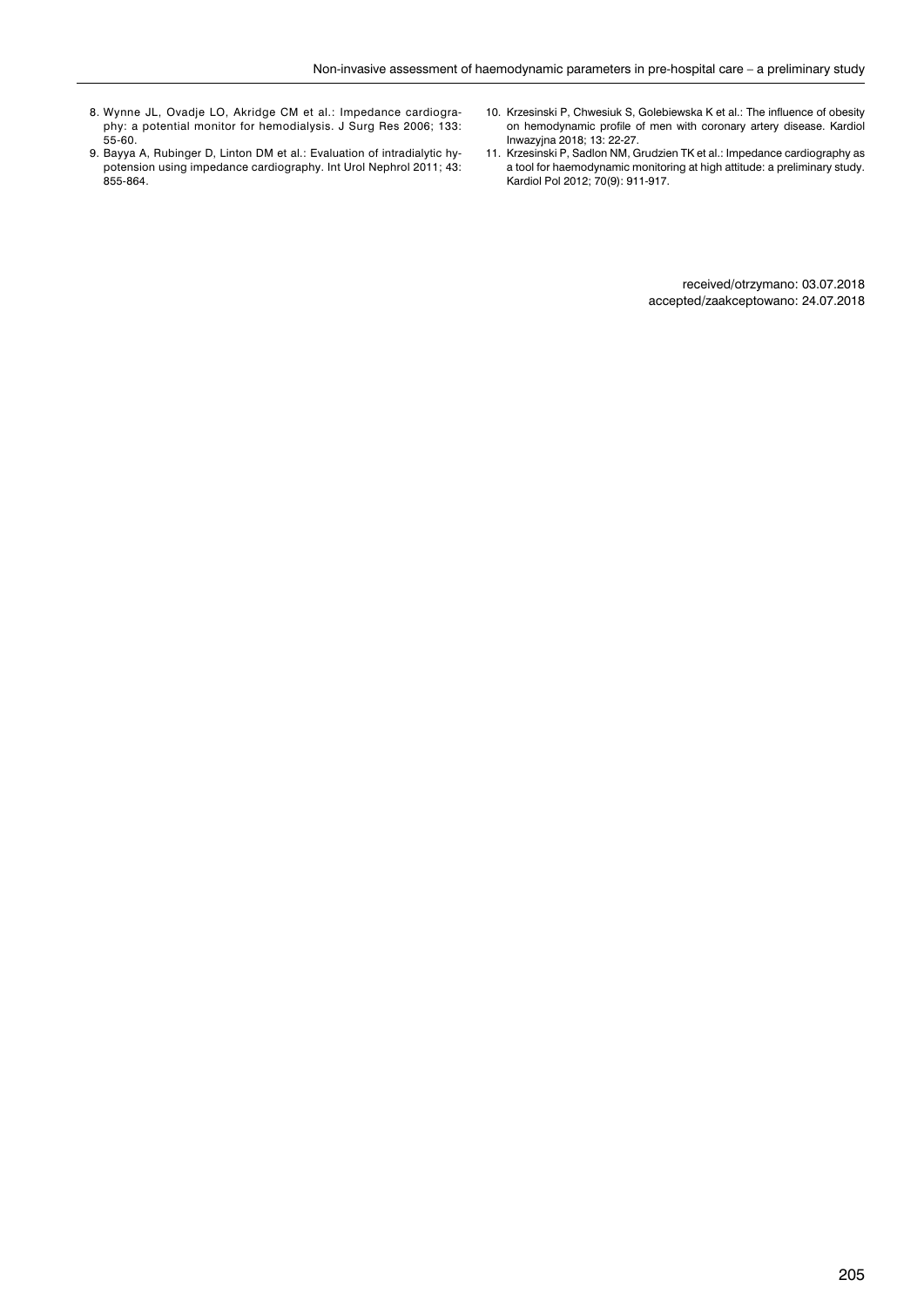8. Wynne JL, Ovadje LO, Akridge CM et al.: Impedance cardiography: a potential monitor for hemodialysis. J Surg Res 2006; 133: 55-60.
9. Bayya A, Rubinger D, Linton DM et al.: Evaluation of intradialytic hypotension using impedance cardiography. Int Urol Nephrol 2011; 43: 855-864.
10. Krzesinski P, Chwesiuk S, Golebiewska K et al.: The influence of obesity on hemodynamic profile of men with coronary artery disease. Kardiol Inwazyjna 2018; 13: 22-27.
11. Krzesinski P, Sadlon NM, Grudzien TK et al.: Impedance cardiography as a tool for haemodynamic monitoring at high attitude: a preliminary study. Kardiol Pol 2012; 70(9): 911-917.

received/otrzymano: 03.07.2018
accepted/zaakceptowano: 24.07.2018